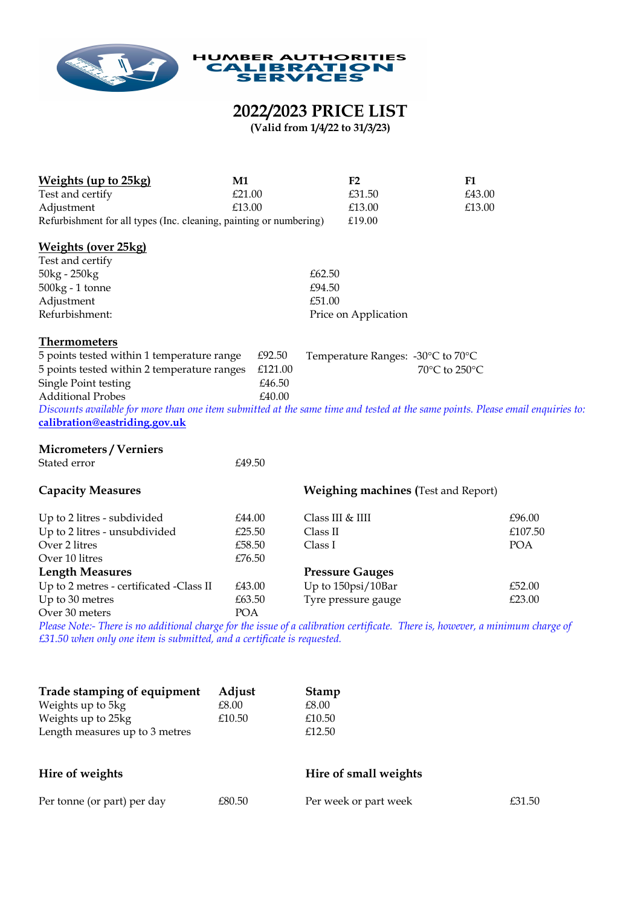HUMBER AUTHORITIES CALIBRATION SERVICES

# 2022/2023 PRICE LIST

**(Valid from 1/4/22 to 31/3/23)**

| **Weights (up to 25kg)** | **M1** | **F2** | **F1** |
|---|---|---|---|
| Test and certify | £21.00 | £31.50 | £43.00 |
| Adjustment | £13.00 | £13.00 | £13.00 |
| Refurbishment for all types (Inc. cleaning, painting or numbering) | | £19.00 | |

| **Weights (over 25kg)** | |
|---|---|
| Test and certify | |
| 50kg - 250kg | £62.50 |
| 500kg - 1 tonne | £94.50 |
| Adjustment | £51.00 |
| Refurbishment: | Price on Application |

**Thermometers**

| | | |
|---|---|---|
| 5 points tested within 1 temperature range | £92.50 | Temperature Ranges: -30°C to 70°C |
| 5 points tested within 2 temperature ranges | £121.00 | 70°C to 250°C |
| Single Point testing | £46.50 | |
| Additional Probes | £40.00 | |

*Discounts available for more than one item submitted at the same time and tested at the same points. Please email enquiries to:* **calibration@eastriding.gov.uk**

**Micrometers / Verniers**

| | |
|---|---|
| Stated error | £49.50 |

**Capacity Measures**

| | |
|---|---|
| Up to 2 litres - subdivided | £44.00 |
| Up to 2 litres - unsubdivided | £25.50 |
| Over 2 litres | £58.50 |
| Over 10 litres | £76.50 |

**Weighing machines (**Test and Report)

| | |
|---|---|
| Class III & IIII | £96.00 |
| Class II | £107.50 |
| Class I | POA |

**Length Measures**

| | |
|---|---|
| Up to 2 metres - certificated -Class II | £43.00 |
| Up to 30 metres | £63.50 |
| Over 30 meters | POA |

**Pressure Gauges**

| | |
|---|---|
| Up to 150psi/10Bar | £52.00 |
| Tyre pressure gauge | £23.00 |

*Please Note:- There is no additional charge for the issue of a calibration certificate. There is, however, a minimum charge of £31.50 when only one item is submitted, and a certificate is requested.*

| **Trade stamping of equipment** | **Adjust** | **Stamp** |
|---|---|---|
| Weights up to 5kg | £8.00 | £8.00 |
| Weights up to 25kg | £10.50 | £10.50 |
| Length measures up to 3 metres | | £12.50 |

**Hire of weights**

| | |
|---|---|
| Per tonne (or part) per day | £80.50 |

**Hire of small weights**

| | |
|---|---|
| Per week or part week | £31.50 |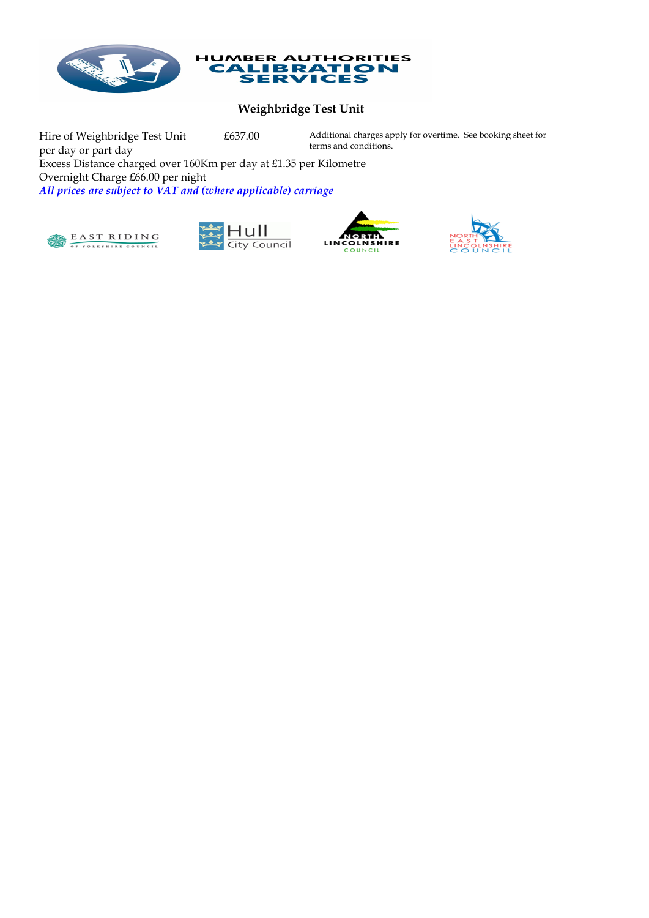HUMBER AUTHORITIES
CALIBRATION
SERVICES

## Weighbridge Test Unit

| | | |
|---|---|---|
| Hire of Weighbridge Test Unit per day or part day | £637.00 | Additional charges apply for overtime. See booking sheet for terms and conditions. |

Excess Distance charged over 160Km per day at £1.35 per Kilometre

Overnight Charge £66.00 per night

*All prices are subject to VAT and (where applicable) carriage*

EAST RIDING OF YORKSHIRE COUNCIL

Hull City Council

NORTH LINCOLNSHIRE COUNCIL

NORTH EAST LINCOLNSHIRE COUNCIL